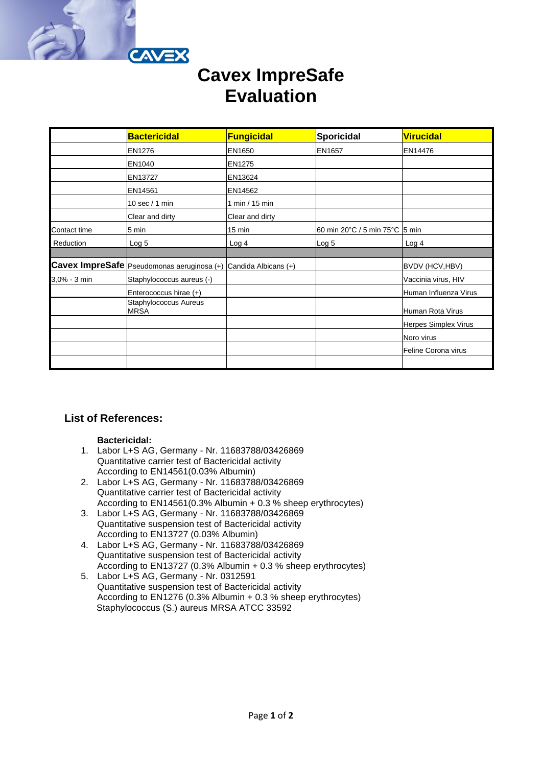# Cavex ImpreSafe Evaluation

| | **Bactericidal** | **Fungicidal** | **Sporicidal** | **Virucidal** |
|---|---|---|---|---|
| | EN1276 | EN1650 | EN1657 | EN14476 |
| | EN1040 | EN1275 | | |
| | EN13727 | EN13624 | | |
| | EN14561 | EN14562 | | |
| | 10 sec / 1 min | 1 min / 15 min | | |
| | Clear and dirty | Clear and dirty | | |
| Contact time | 5 min | 15 min | 60 min 20°C / 5 min 75°C | 5 min |
| Reduction | Log 5 | Log 4 | Log 5 | Log 4 |
| | | | | |
| **Cavex ImpreSafe** | Pseudomonas aeruginosa (+) | Candida Albicans (+) | | BVDV (HCV,HBV) |
| 3,0% - 3 min | Staphylococcus aureus (-) | | | Vaccinia virus, HIV |
| | Enterococcus hirae (+) | | | Human Influenza Virus |
| | Staphylococcus Aureus MRSA | | | Human Rota Virus |
| | | | | Herpes Simplex Virus |
| | | | | Noro virus |
| | | | | Feline Corona virus |
| | | | | |

## List of References:

**Bactericidal:**

1. Labor L+S AG, Germany - Nr. 11683788/03426869
   Quantitative carrier test of Bactericidal activity
   According to EN14561(0.03% Albumin)
2. Labor L+S AG, Germany - Nr. 11683788/03426869
   Quantitative carrier test of Bactericidal activity
   According to EN14561(0.3% Albumin + 0.3 % sheep erythrocytes)
3. Labor L+S AG, Germany - Nr. 11683788/03426869
   Quantitative suspension test of Bactericidal activity
   According to EN13727 (0.03% Albumin)
4. Labor L+S AG, Germany - Nr. 11683788/03426869
   Quantitative suspension test of Bactericidal activity
   According to EN13727 (0.3% Albumin + 0.3 % sheep erythrocytes)
5. Labor L+S AG, Germany - Nr. 0312591
   Quantitative suspension test of Bactericidal activity
   According to EN1276 (0.3% Albumin + 0.3 % sheep erythrocytes)
   Staphylococcus (S.) aureus MRSA ATCC 33592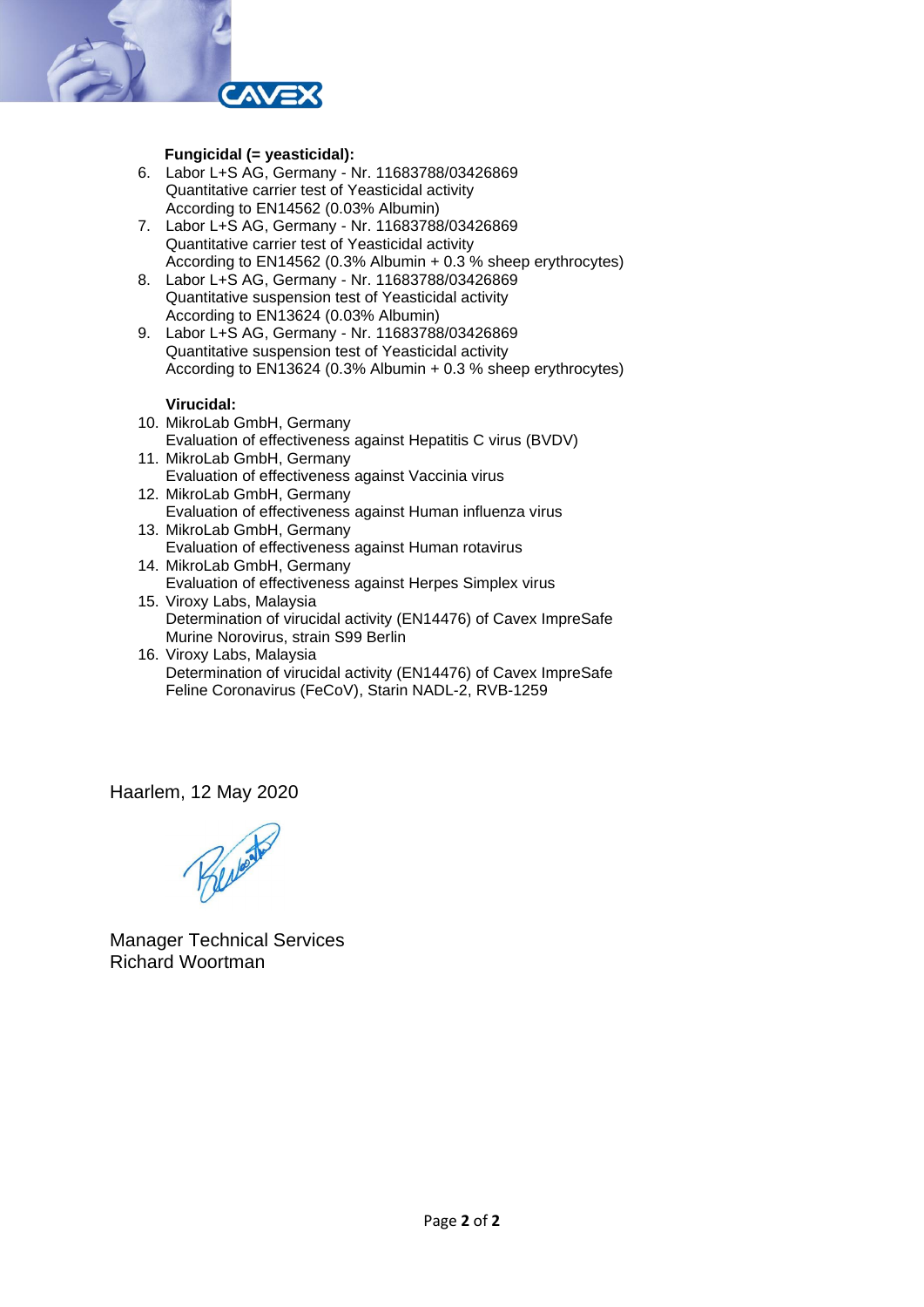**Fungicidal (= yeasticidal):**

6. Labor L+S AG, Germany - Nr. 11683788/03426869
   Quantitative carrier test of Yeasticidal activity
   According to EN14562 (0.03% Albumin)
7. Labor L+S AG, Germany - Nr. 11683788/03426869
   Quantitative carrier test of Yeasticidal activity
   According to EN14562 (0.3% Albumin + 0.3 % sheep erythrocytes)
8. Labor L+S AG, Germany - Nr. 11683788/03426869
   Quantitative suspension test of Yeasticidal activity
   According to EN13624 (0.03% Albumin)
9. Labor L+S AG, Germany - Nr. 11683788/03426869
   Quantitative suspension test of Yeasticidal activity
   According to EN13624 (0.3% Albumin + 0.3 % sheep erythrocytes)

**Virucidal:**

10. MikroLab GmbH, Germany
    Evaluation of effectiveness against Hepatitis C virus (BVDV)
11. MikroLab GmbH, Germany
    Evaluation of effectiveness against Vaccinia virus
12. MikroLab GmbH, Germany
    Evaluation of effectiveness against Human influenza virus
13. MikroLab GmbH, Germany
    Evaluation of effectiveness against Human rotavirus
14. MikroLab GmbH, Germany
    Evaluation of effectiveness against Herpes Simplex virus
15. Viroxy Labs, Malaysia
    Determination of virucidal activity (EN14476) of Cavex ImpreSafe
    Murine Norovirus, strain S99 Berlin
16. Viroxy Labs, Malaysia
    Determination of virucidal activity (EN14476) of Cavex ImpreSafe
    Feline Coronavirus (FeCoV), Starin NADL-2, RVB-1259

Haarlem, 12 May 2020

Manager Technical Services
Richard Woortman